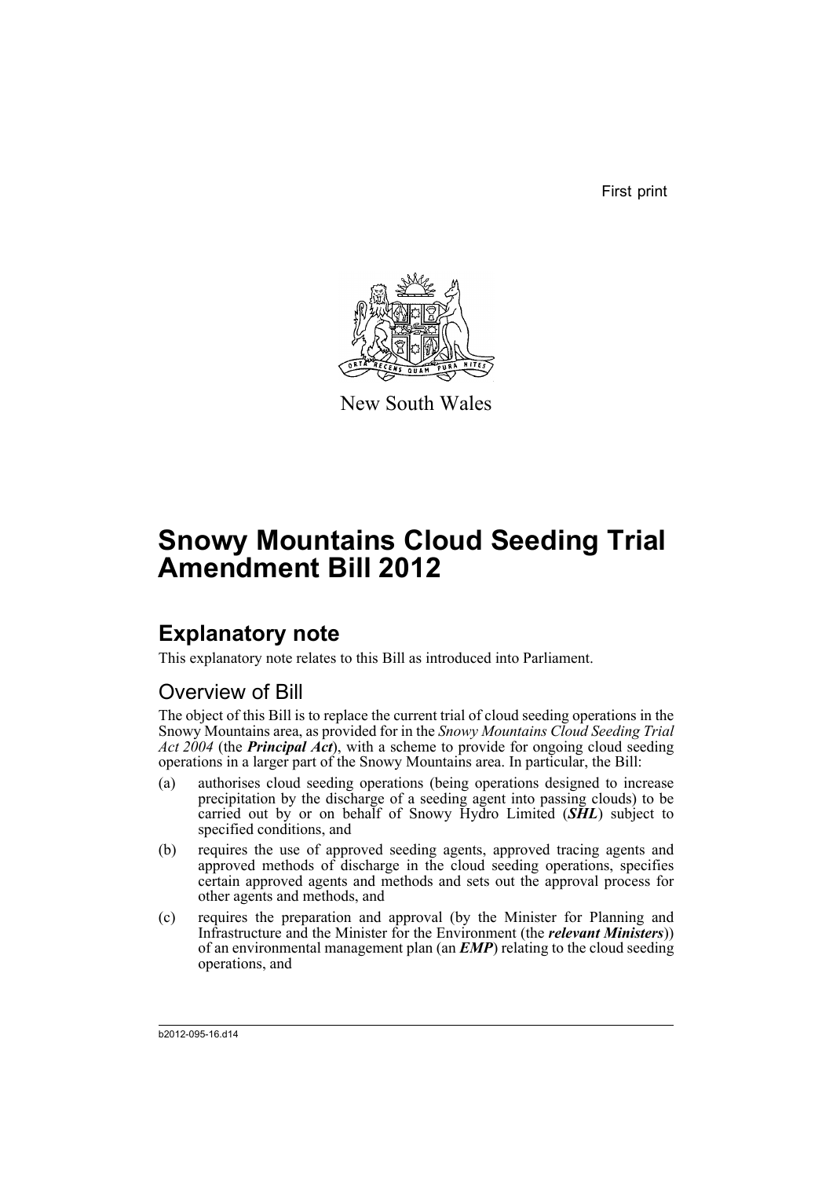First print

New South Wales

# Snowy Mountains Cloud Seeding Trial Amendment Bill 2012

## Explanatory note

This explanatory note relates to this Bill as introduced into Parliament.

### Overview of Bill

The object of this Bill is to replace the current trial of cloud seeding operations in the Snowy Mountains area, as provided for in the *Snowy Mountains Cloud Seeding Trial Act 2004* (the ***Principal Act***), with a scheme to provide for ongoing cloud seeding operations in a larger part of the Snowy Mountains area. In particular, the Bill:

(a) authorises cloud seeding operations (being operations designed to increase precipitation by the discharge of a seeding agent into passing clouds) to be carried out by or on behalf of Snowy Hydro Limited (***SHL***) subject to specified conditions, and

(b) requires the use of approved seeding agents, approved tracing agents and approved methods of discharge in the cloud seeding operations, specifies certain approved agents and methods and sets out the approval process for other agents and methods, and

(c) requires the preparation and approval (by the Minister for Planning and Infrastructure and the Minister for the Environment (the ***relevant Ministers***)) of an environmental management plan (an ***EMP***) relating to the cloud seeding operations, and

b2012-095-16.d14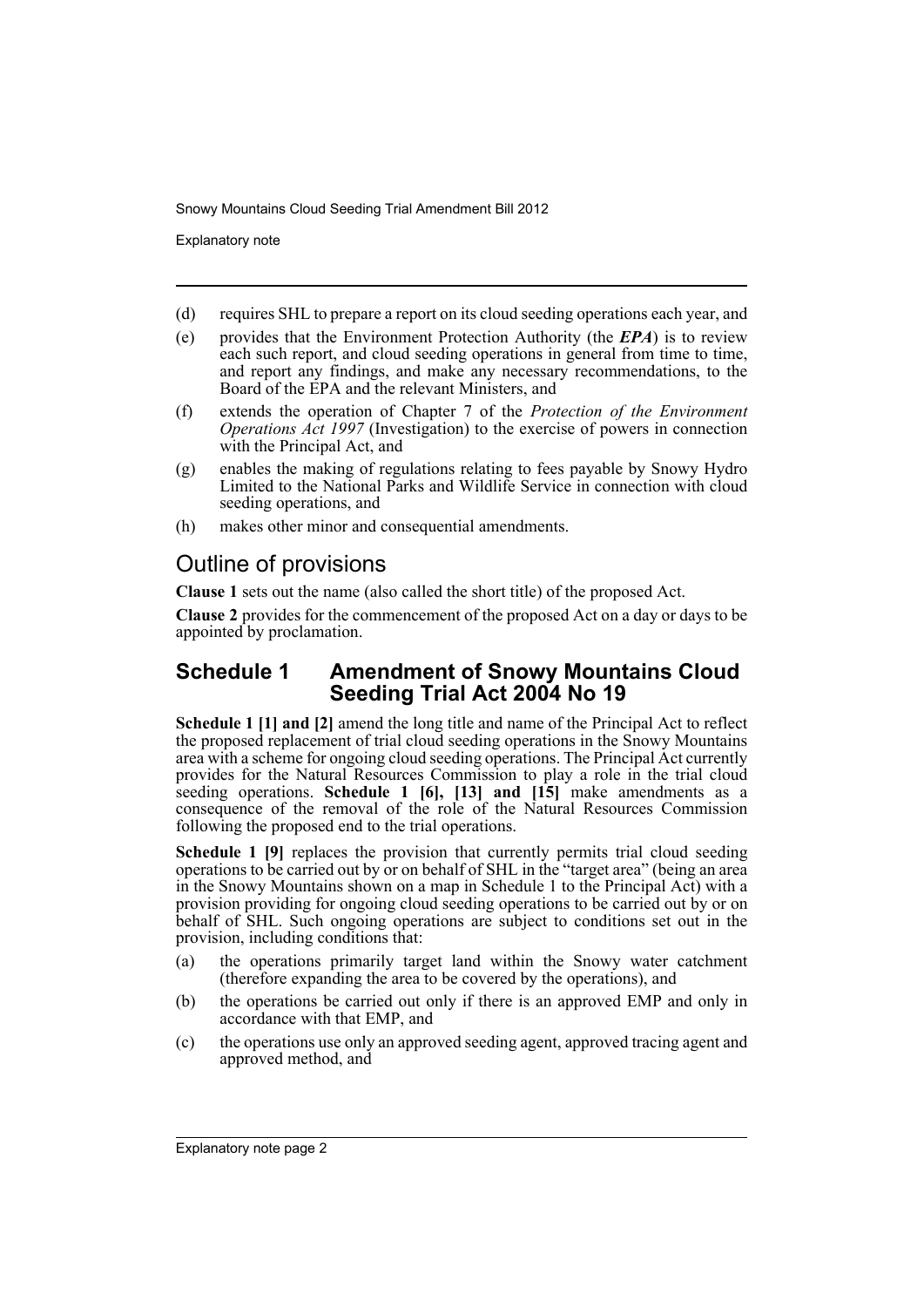- (d) requires SHL to prepare a report on its cloud seeding operations each year, and
- (e) provides that the Environment Protection Authority (the ***EPA***) is to review each such report, and cloud seeding operations in general from time to time, and report any findings, and make any necessary recommendations, to the Board of the EPA and the relevant Ministers, and
- (f) extends the operation of Chapter 7 of the *Protection of the Environment Operations Act 1997* (Investigation) to the exercise of powers in connection with the Principal Act, and
- (g) enables the making of regulations relating to fees payable by Snowy Hydro Limited to the National Parks and Wildlife Service in connection with cloud seeding operations, and
- (h) makes other minor and consequential amendments.

## Outline of provisions

**Clause 1** sets out the name (also called the short title) of the proposed Act.

**Clause 2** provides for the commencement of the proposed Act on a day or days to be appointed by proclamation.

## Schedule 1 Amendment of Snowy Mountains Cloud Seeding Trial Act 2004 No 19

**Schedule 1 [1] and [2]** amend the long title and name of the Principal Act to reflect the proposed replacement of trial cloud seeding operations in the Snowy Mountains area with a scheme for ongoing cloud seeding operations. The Principal Act currently provides for the Natural Resources Commission to play a role in the trial cloud seeding operations. **Schedule 1 [6], [13] and [15]** make amendments as a consequence of the removal of the role of the Natural Resources Commission following the proposed end to the trial operations.

**Schedule 1 [9]** replaces the provision that currently permits trial cloud seeding operations to be carried out by or on behalf of SHL in the "target area" (being an area in the Snowy Mountains shown on a map in Schedule 1 to the Principal Act) with a provision providing for ongoing cloud seeding operations to be carried out by or on behalf of SHL. Such ongoing operations are subject to conditions set out in the provision, including conditions that:

- (a) the operations primarily target land within the Snowy water catchment (therefore expanding the area to be covered by the operations), and
- (b) the operations be carried out only if there is an approved EMP and only in accordance with that EMP, and
- (c) the operations use only an approved seeding agent, approved tracing agent and approved method, and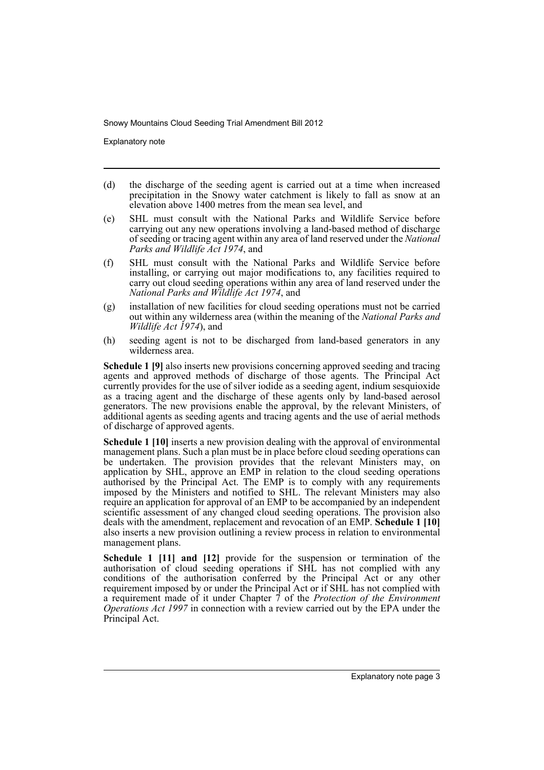(d) the discharge of the seeding agent is carried out at a time when increased precipitation in the Snowy water catchment is likely to fall as snow at an elevation above 1400 metres from the mean sea level, and

(e) SHL must consult with the National Parks and Wildlife Service before carrying out any new operations involving a land-based method of discharge of seeding or tracing agent within any area of land reserved under the *National Parks and Wildlife Act 1974*, and

(f) SHL must consult with the National Parks and Wildlife Service before installing, or carrying out major modifications to, any facilities required to carry out cloud seeding operations within any area of land reserved under the *National Parks and Wildlife Act 1974*, and

(g) installation of new facilities for cloud seeding operations must not be carried out within any wilderness area (within the meaning of the *National Parks and Wildlife Act 1974*), and

(h) seeding agent is not to be discharged from land-based generators in any wilderness area.

**Schedule 1 [9]** also inserts new provisions concerning approved seeding and tracing agents and approved methods of discharge of those agents. The Principal Act currently provides for the use of silver iodide as a seeding agent, indium sesquioxide as a tracing agent and the discharge of these agents only by land-based aerosol generators. The new provisions enable the approval, by the relevant Ministers, of additional agents as seeding agents and tracing agents and the use of aerial methods of discharge of approved agents.

**Schedule 1 [10]** inserts a new provision dealing with the approval of environmental management plans. Such a plan must be in place before cloud seeding operations can be undertaken. The provision provides that the relevant Ministers may, on application by SHL, approve an EMP in relation to the cloud seeding operations authorised by the Principal Act. The EMP is to comply with any requirements imposed by the Ministers and notified to SHL. The relevant Ministers may also require an application for approval of an EMP to be accompanied by an independent scientific assessment of any changed cloud seeding operations. The provision also deals with the amendment, replacement and revocation of an EMP. **Schedule 1 [10]** also inserts a new provision outlining a review process in relation to environmental management plans.

**Schedule 1 [11] and [12]** provide for the suspension or termination of the authorisation of cloud seeding operations if SHL has not complied with any conditions of the authorisation conferred by the Principal Act or any other requirement imposed by or under the Principal Act or if SHL has not complied with a requirement made of it under Chapter 7 of the *Protection of the Environment Operations Act 1997* in connection with a review carried out by the EPA under the Principal Act.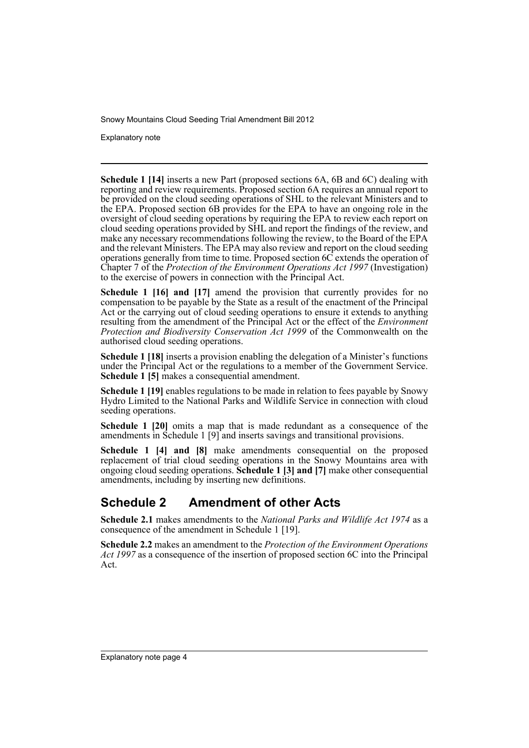**Schedule 1 [14]** inserts a new Part (proposed sections 6A, 6B and 6C) dealing with reporting and review requirements. Proposed section 6A requires an annual report to be provided on the cloud seeding operations of SHL to the relevant Ministers and to the EPA. Proposed section 6B provides for the EPA to have an ongoing role in the oversight of cloud seeding operations by requiring the EPA to review each report on cloud seeding operations provided by SHL and report the findings of the review, and make any necessary recommendations following the review, to the Board of the EPA and the relevant Ministers. The EPA may also review and report on the cloud seeding operations generally from time to time. Proposed section 6C extends the operation of Chapter 7 of the *Protection of the Environment Operations Act 1997* (Investigation) to the exercise of powers in connection with the Principal Act.

**Schedule 1 [16] and [17]** amend the provision that currently provides for no compensation to be payable by the State as a result of the enactment of the Principal Act or the carrying out of cloud seeding operations to ensure it extends to anything resulting from the amendment of the Principal Act or the effect of the *Environment Protection and Biodiversity Conservation Act 1999* of the Commonwealth on the authorised cloud seeding operations.

**Schedule 1 [18]** inserts a provision enabling the delegation of a Minister's functions under the Principal Act or the regulations to a member of the Government Service. **Schedule 1 [5]** makes a consequential amendment.

**Schedule 1 [19]** enables regulations to be made in relation to fees payable by Snowy Hydro Limited to the National Parks and Wildlife Service in connection with cloud seeding operations.

**Schedule 1 [20]** omits a map that is made redundant as a consequence of the amendments in Schedule 1 [9] and inserts savings and transitional provisions.

**Schedule 1 [4] and [8]** make amendments consequential on the proposed replacement of trial cloud seeding operations in the Snowy Mountains area with ongoing cloud seeding operations. **Schedule 1 [3] and [7]** make other consequential amendments, including by inserting new definitions.

## Schedule 2 Amendment of other Acts

**Schedule 2.1** makes amendments to the *National Parks and Wildlife Act 1974* as a consequence of the amendment in Schedule 1 [19].

**Schedule 2.2** makes an amendment to the *Protection of the Environment Operations Act 1997* as a consequence of the insertion of proposed section 6C into the Principal Act.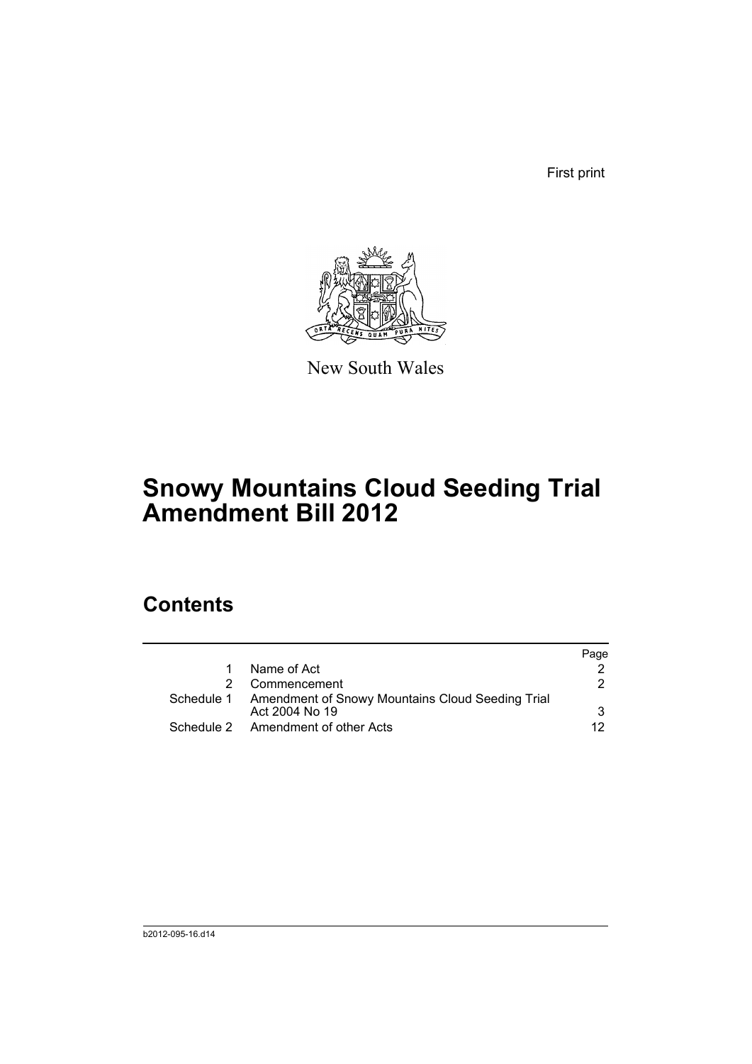First print

New South Wales

# Snowy Mountains Cloud Seeding Trial Amendment Bill 2012

## Contents

| | | Page |
|---|---|---|
| 1 | Name of Act | 2 |
| 2 | Commencement | 2 |
| Schedule 1 | Amendment of Snowy Mountains Cloud Seeding Trial Act 2004 No 19 | 3 |
| Schedule 2 | Amendment of other Acts | 12 |

b2012-095-16.d14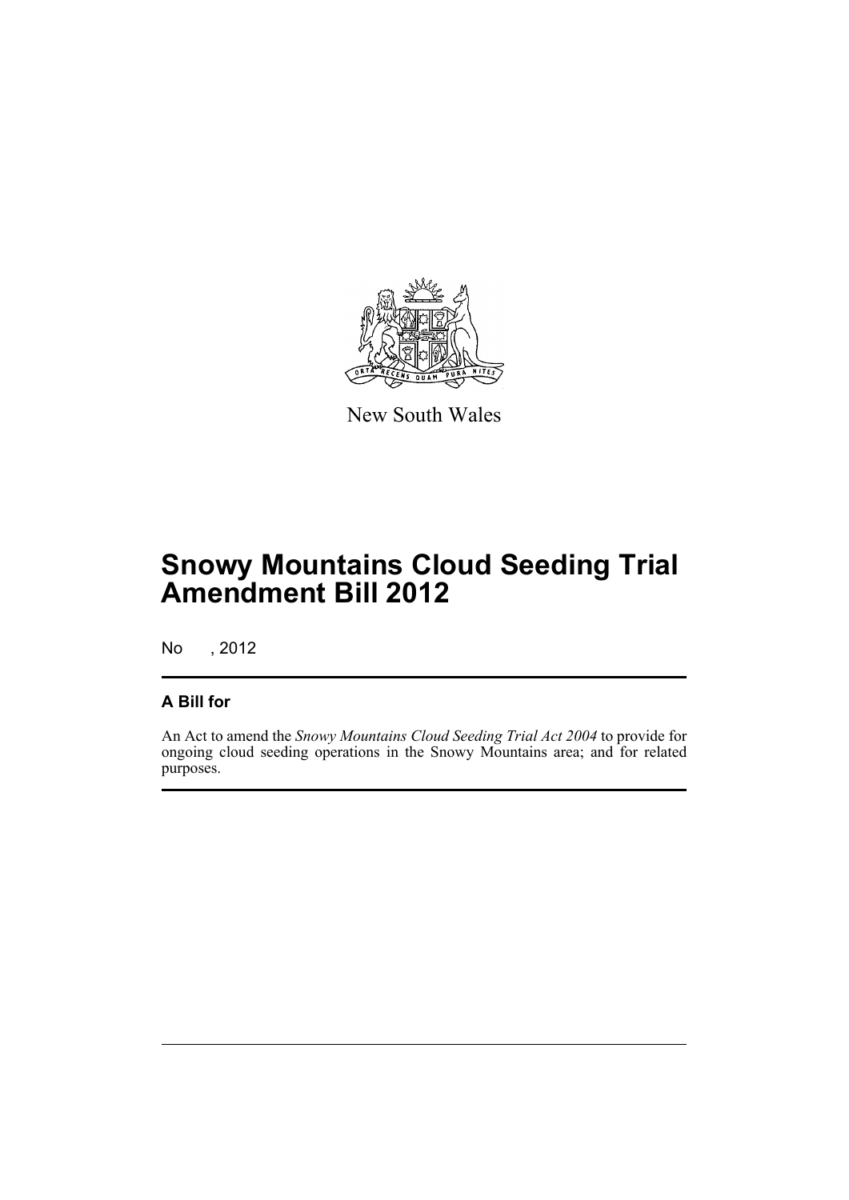New South Wales

# Snowy Mountains Cloud Seeding Trial Amendment Bill 2012

No , 2012

## A Bill for

An Act to amend the *Snowy Mountains Cloud Seeding Trial Act 2004* to provide for ongoing cloud seeding operations in the Snowy Mountains area; and for related purposes.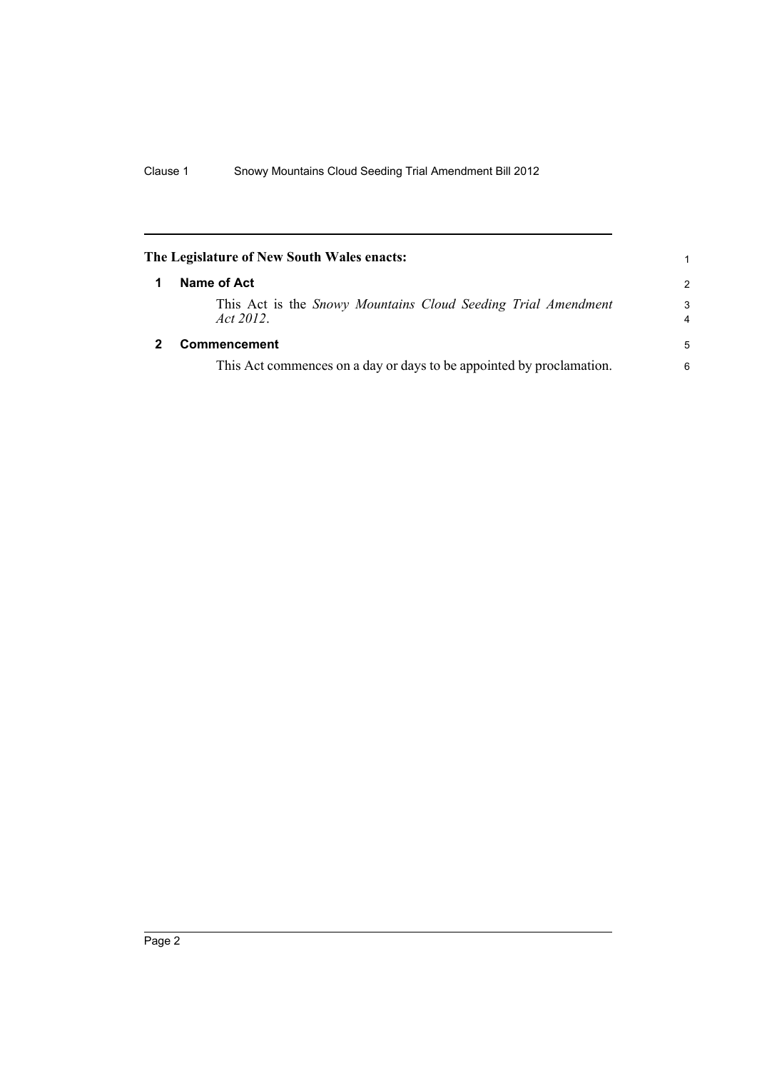**The Legislature of New South Wales enacts:**

## 1 Name of Act

This Act is the *Snowy Mountains Cloud Seeding Trial Amendment Act 2012*.

## 2 Commencement

This Act commences on a day or days to be appointed by proclamation.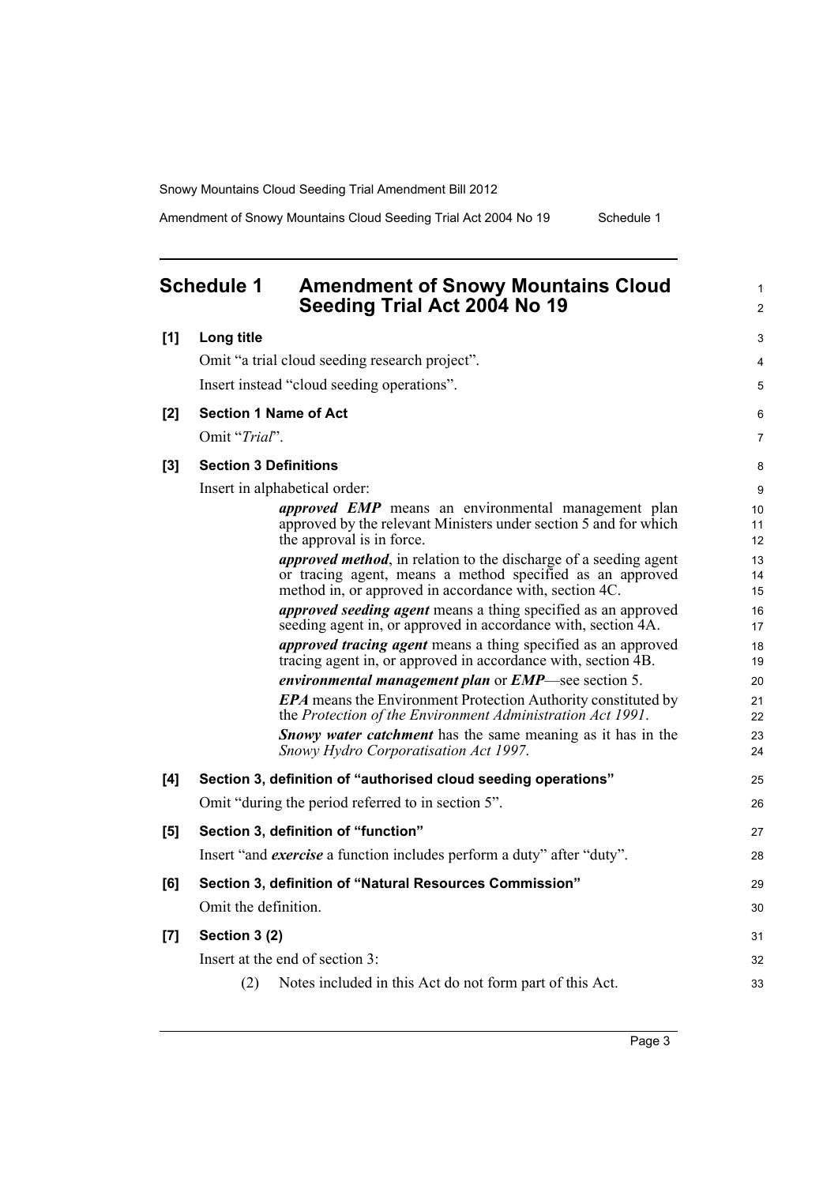## Schedule 1 Amendment of Snowy Mountains Cloud Seeding Trial Act 2004 No 19

**[1] Long title**

Omit "a trial cloud seeding research project".

Insert instead "cloud seeding operations".

**[2] Section 1 Name of Act**

Omit "*Trial*".

**[3] Section 3 Definitions**

Insert in alphabetical order:

> ***approved EMP*** means an environmental management plan approved by the relevant Ministers under section 5 and for which the approval is in force.
>
> ***approved method***, in relation to the discharge of a seeding agent or tracing agent, means a method specified as an approved method in, or approved in accordance with, section 4C.
>
> ***approved seeding agent*** means a thing specified as an approved seeding agent in, or approved in accordance with, section 4A.
>
> ***approved tracing agent*** means a thing specified as an approved tracing agent in, or approved in accordance with, section 4B.
>
> ***environmental management plan*** or ***EMP***—see section 5.
>
> ***EPA*** means the Environment Protection Authority constituted by the *Protection of the Environment Administration Act 1991*.
>
> ***Snowy water catchment*** has the same meaning as it has in the *Snowy Hydro Corporatisation Act 1997*.

**[4] Section 3, definition of "authorised cloud seeding operations"**

Omit "during the period referred to in section 5".

**[5] Section 3, definition of "function"**

Insert "and ***exercise*** a function includes perform a duty" after "duty".

**[6] Section 3, definition of "Natural Resources Commission"**

Omit the definition.

**[7] Section 3 (2)**

Insert at the end of section 3:

> (2) Notes included in this Act do not form part of this Act.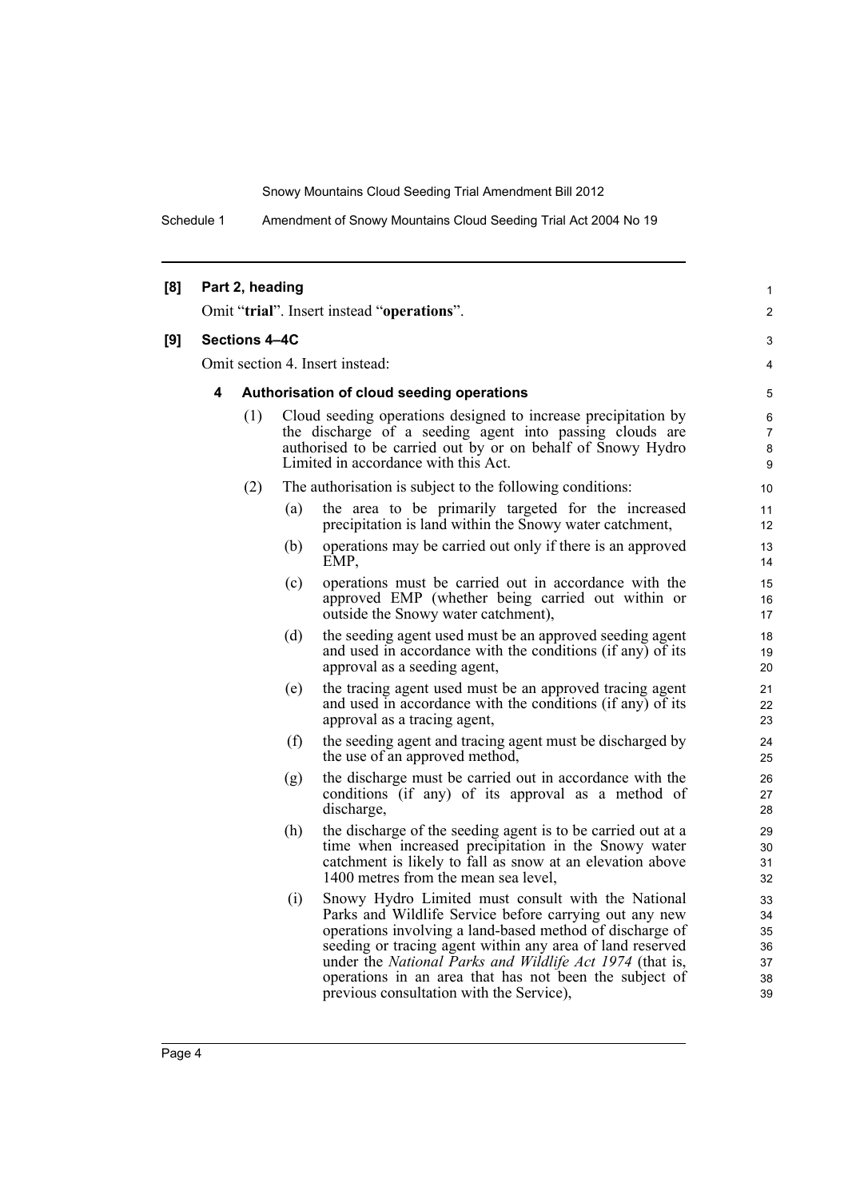**[8] Part 2, heading**

Omit "**trial**". Insert instead "**operations**".

**[9] Sections 4–4C**

Omit section 4. Insert instead:

**4 Authorisation of cloud seeding operations**

(1) Cloud seeding operations designed to increase precipitation by the discharge of a seeding agent into passing clouds are authorised to be carried out by or on behalf of Snowy Hydro Limited in accordance with this Act.

(2) The authorisation is subject to the following conditions:

(a) the area to be primarily targeted for the increased precipitation is land within the Snowy water catchment,

(b) operations may be carried out only if there is an approved EMP,

(c) operations must be carried out in accordance with the approved EMP (whether being carried out within or outside the Snowy water catchment),

(d) the seeding agent used must be an approved seeding agent and used in accordance with the conditions (if any) of its approval as a seeding agent,

(e) the tracing agent used must be an approved tracing agent and used in accordance with the conditions (if any) of its approval as a tracing agent,

(f) the seeding agent and tracing agent must be discharged by the use of an approved method,

(g) the discharge must be carried out in accordance with the conditions (if any) of its approval as a method of discharge,

(h) the discharge of the seeding agent is to be carried out at a time when increased precipitation in the Snowy water catchment is likely to fall as snow at an elevation above 1400 metres from the mean sea level,

(i) Snowy Hydro Limited must consult with the National Parks and Wildlife Service before carrying out any new operations involving a land-based method of discharge of seeding or tracing agent within any area of land reserved under the *National Parks and Wildlife Act 1974* (that is, operations in an area that has not been the subject of previous consultation with the Service),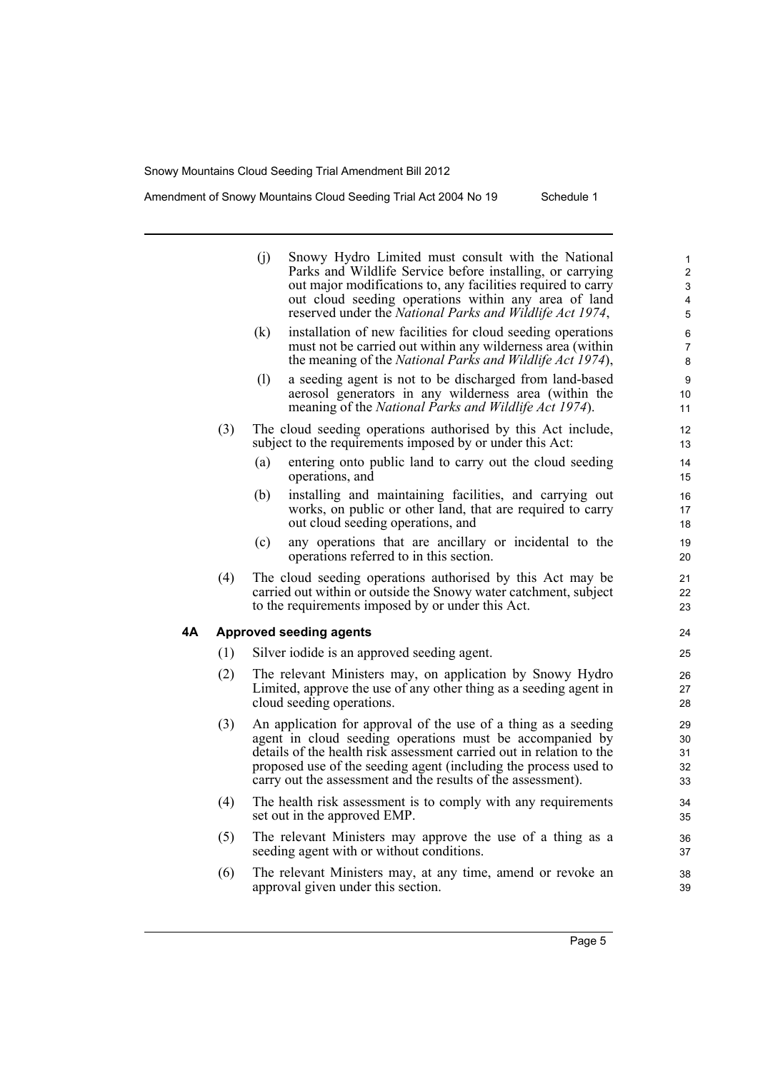(j) Snowy Hydro Limited must consult with the National Parks and Wildlife Service before installing, or carrying out major modifications to, any facilities required to carry out cloud seeding operations within any area of land reserved under the *National Parks and Wildlife Act 1974*,

(k) installation of new facilities for cloud seeding operations must not be carried out within any wilderness area (within the meaning of the *National Parks and Wildlife Act 1974*),

(l) a seeding agent is not to be discharged from land-based aerosol generators in any wilderness area (within the meaning of the *National Parks and Wildlife Act 1974*).

(3) The cloud seeding operations authorised by this Act include, subject to the requirements imposed by or under this Act:

(a) entering onto public land to carry out the cloud seeding operations, and

(b) installing and maintaining facilities, and carrying out works, on public or other land, that are required to carry out cloud seeding operations, and

(c) any operations that are ancillary or incidental to the operations referred to in this section.

(4) The cloud seeding operations authorised by this Act may be carried out within or outside the Snowy water catchment, subject to the requirements imposed by or under this Act.

**4A Approved seeding agents**

(1) Silver iodide is an approved seeding agent.

(2) The relevant Ministers may, on application by Snowy Hydro Limited, approve the use of any other thing as a seeding agent in cloud seeding operations.

(3) An application for approval of the use of a thing as a seeding agent in cloud seeding operations must be accompanied by details of the health risk assessment carried out in relation to the proposed use of the seeding agent (including the process used to carry out the assessment and the results of the assessment).

(4) The health risk assessment is to comply with any requirements set out in the approved EMP.

(5) The relevant Ministers may approve the use of a thing as a seeding agent with or without conditions.

(6) The relevant Ministers may, at any time, amend or revoke an approval given under this section.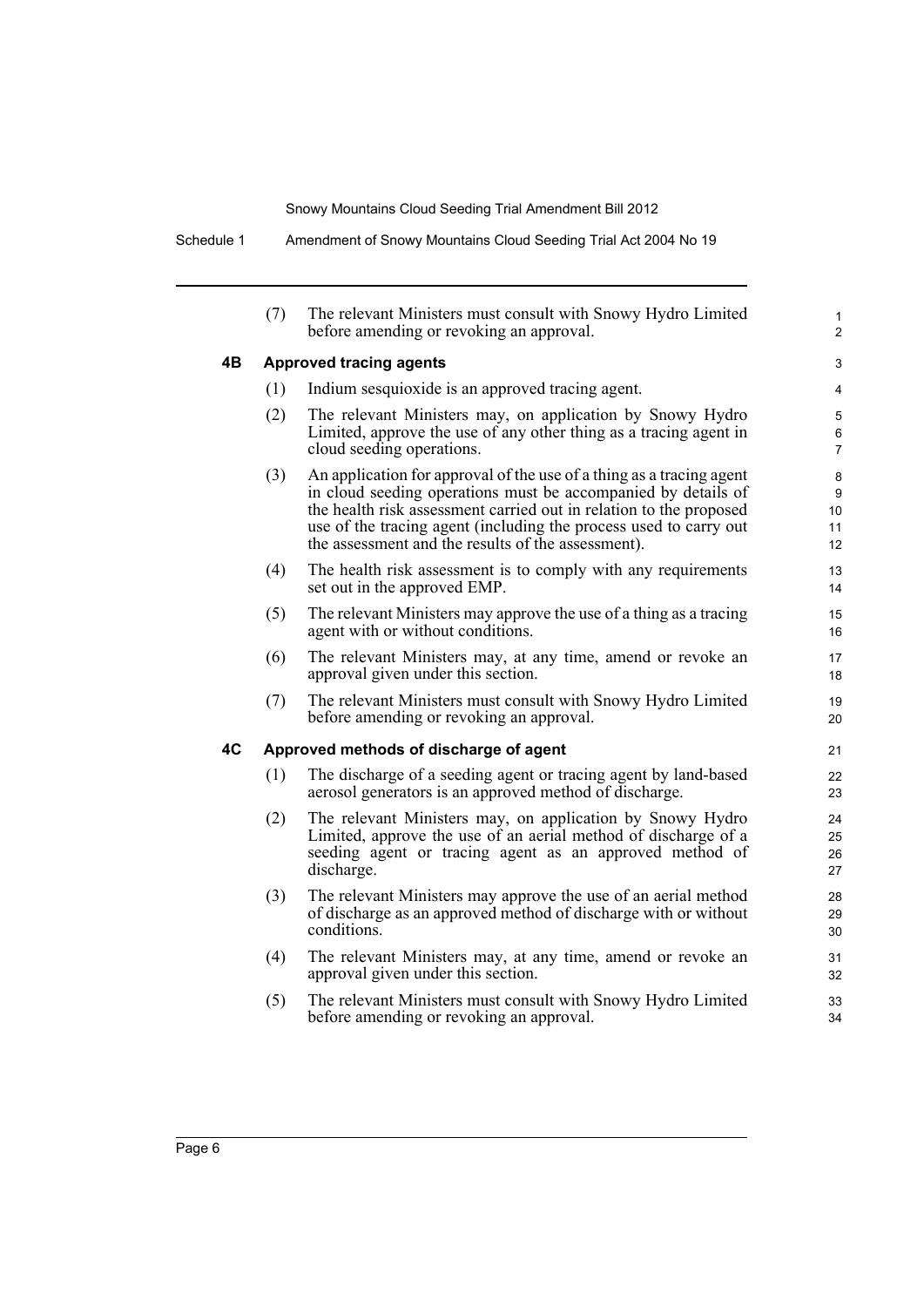(7) The relevant Ministers must consult with Snowy Hydro Limited before amending or revoking an approval.

### 4B Approved tracing agents

(1) Indium sesquioxide is an approved tracing agent.

(2) The relevant Ministers may, on application by Snowy Hydro Limited, approve the use of any other thing as a tracing agent in cloud seeding operations.

(3) An application for approval of the use of a thing as a tracing agent in cloud seeding operations must be accompanied by details of the health risk assessment carried out in relation to the proposed use of the tracing agent (including the process used to carry out the assessment and the results of the assessment).

(4) The health risk assessment is to comply with any requirements set out in the approved EMP.

(5) The relevant Ministers may approve the use of a thing as a tracing agent with or without conditions.

(6) The relevant Ministers may, at any time, amend or revoke an approval given under this section.

(7) The relevant Ministers must consult with Snowy Hydro Limited before amending or revoking an approval.

### 4C Approved methods of discharge of agent

(1) The discharge of a seeding agent or tracing agent by land-based aerosol generators is an approved method of discharge.

(2) The relevant Ministers may, on application by Snowy Hydro Limited, approve the use of an aerial method of discharge of a seeding agent or tracing agent as an approved method of discharge.

(3) The relevant Ministers may approve the use of an aerial method of discharge as an approved method of discharge with or without conditions.

(4) The relevant Ministers may, at any time, amend or revoke an approval given under this section.

(5) The relevant Ministers must consult with Snowy Hydro Limited before amending or revoking an approval.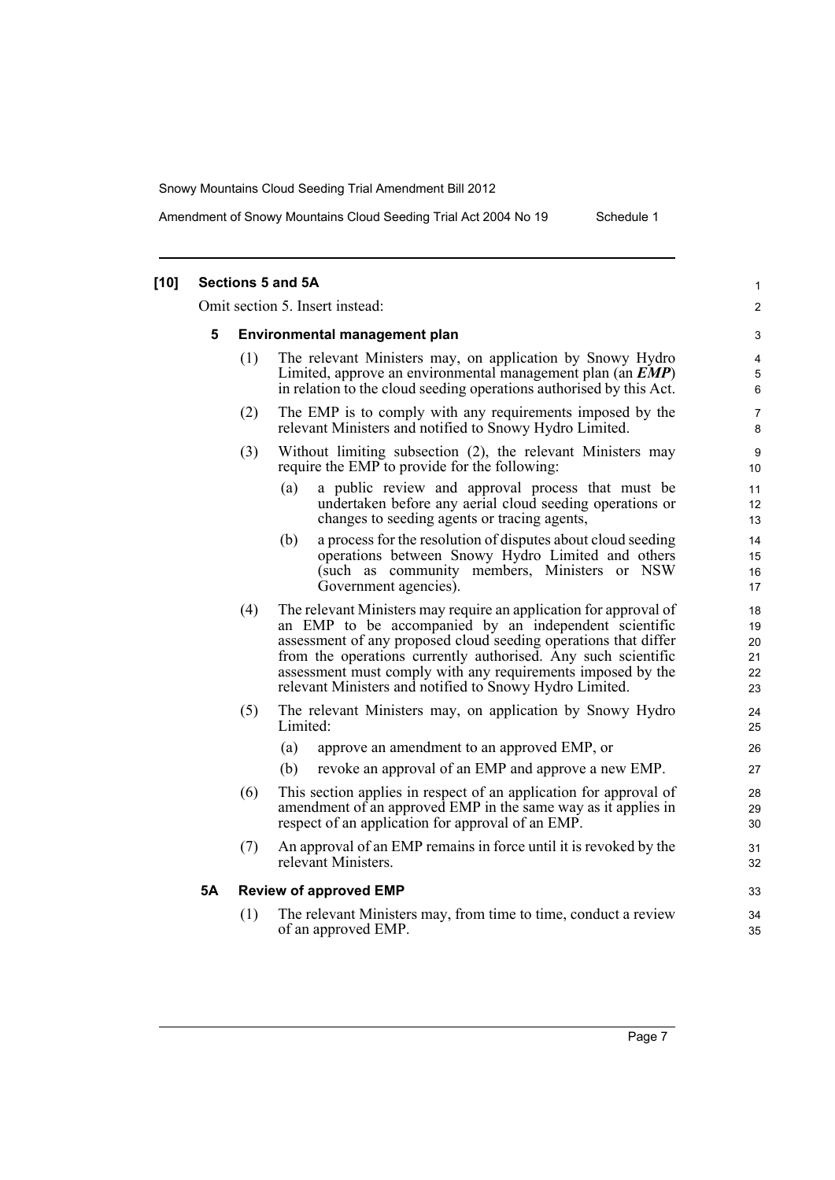## [10] Sections 5 and 5A

Omit section 5. Insert instead:

### 5 Environmental management plan

(1) The relevant Ministers may, on application by Snowy Hydro Limited, approve an environmental management plan (an ***EMP***) in relation to the cloud seeding operations authorised by this Act.

(2) The EMP is to comply with any requirements imposed by the relevant Ministers and notified to Snowy Hydro Limited.

(3) Without limiting subsection (2), the relevant Ministers may require the EMP to provide for the following:

- (a) a public review and approval process that must be undertaken before any aerial cloud seeding operations or changes to seeding agents or tracing agents,
- (b) a process for the resolution of disputes about cloud seeding operations between Snowy Hydro Limited and others (such as community members, Ministers or NSW Government agencies).

(4) The relevant Ministers may require an application for approval of an EMP to be accompanied by an independent scientific assessment of any proposed cloud seeding operations that differ from the operations currently authorised. Any such scientific assessment must comply with any requirements imposed by the relevant Ministers and notified to Snowy Hydro Limited.

(5) The relevant Ministers may, on application by Snowy Hydro Limited:

- (a) approve an amendment to an approved EMP, or
- (b) revoke an approval of an EMP and approve a new EMP.

(6) This section applies in respect of an application for approval of amendment of an approved EMP in the same way as it applies in respect of an application for approval of an EMP.

(7) An approval of an EMP remains in force until it is revoked by the relevant Ministers.

### 5A Review of approved EMP

(1) The relevant Ministers may, from time to time, conduct a review of an approved EMP.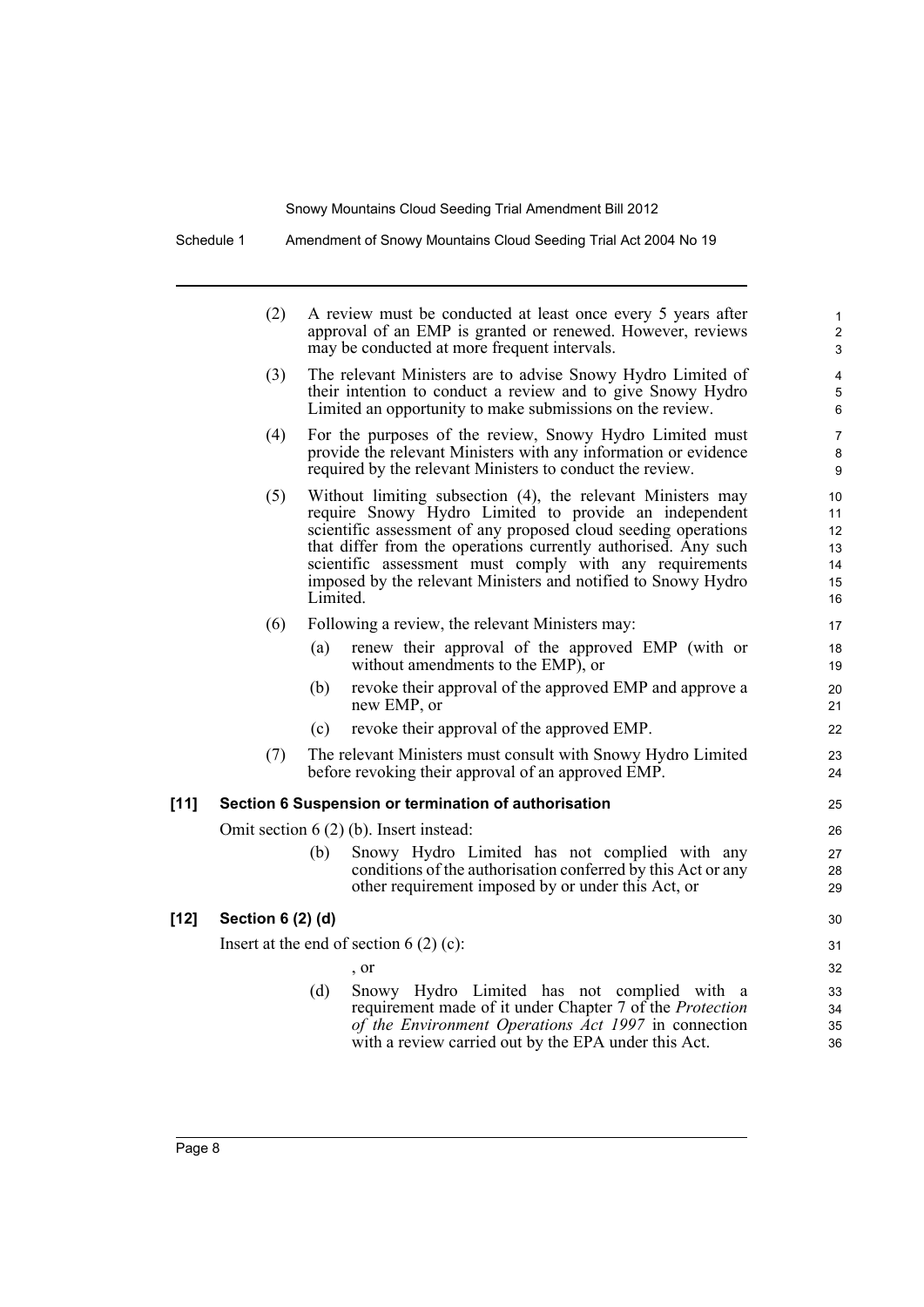(2) A review must be conducted at least once every 5 years after approval of an EMP is granted or renewed. However, reviews may be conducted at more frequent intervals.

(3) The relevant Ministers are to advise Snowy Hydro Limited of their intention to conduct a review and to give Snowy Hydro Limited an opportunity to make submissions on the review.

(4) For the purposes of the review, Snowy Hydro Limited must provide the relevant Ministers with any information or evidence required by the relevant Ministers to conduct the review.

(5) Without limiting subsection (4), the relevant Ministers may require Snowy Hydro Limited to provide an independent scientific assessment of any proposed cloud seeding operations that differ from the operations currently authorised. Any such scientific assessment must comply with any requirements imposed by the relevant Ministers and notified to Snowy Hydro Limited.

(6) Following a review, the relevant Ministers may:

(a) renew their approval of the approved EMP (with or without amendments to the EMP), or

(b) revoke their approval of the approved EMP and approve a new EMP, or

(c) revoke their approval of the approved EMP.

(7) The relevant Ministers must consult with Snowy Hydro Limited before revoking their approval of an approved EMP.

**[11] Section 6 Suspension or termination of authorisation**

Omit section 6 (2) (b). Insert instead:

(b) Snowy Hydro Limited has not complied with any conditions of the authorisation conferred by this Act or any other requirement imposed by or under this Act, or

**[12] Section 6 (2) (d)**

Insert at the end of section 6 (2) (c):

, or

(d) Snowy Hydro Limited has not complied with a requirement made of it under Chapter 7 of the *Protection of the Environment Operations Act 1997* in connection with a review carried out by the EPA under this Act.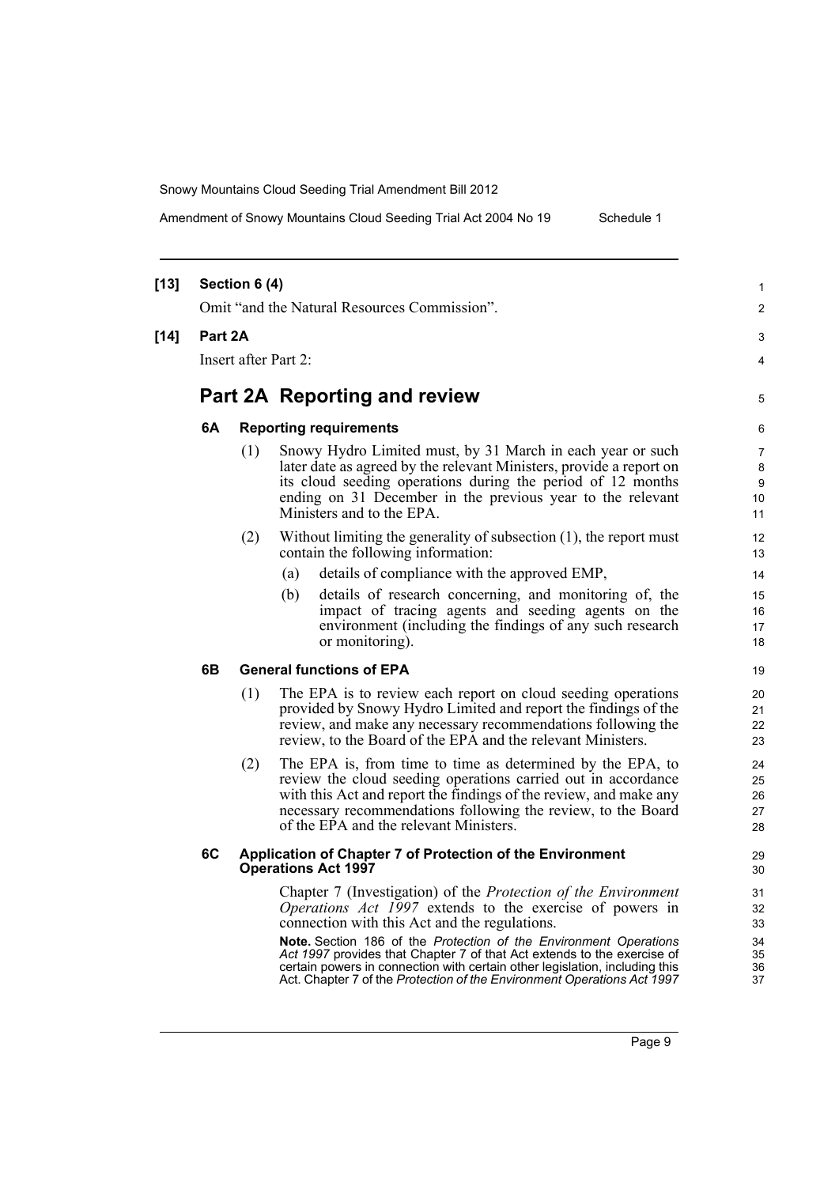**[13] Section 6 (4)**

Omit "and the Natural Resources Commission".

**[14] Part 2A**

Insert after Part 2:

# Part 2A Reporting and review

### 6A Reporting requirements

(1) Snowy Hydro Limited must, by 31 March in each year or such later date as agreed by the relevant Ministers, provide a report on its cloud seeding operations during the period of 12 months ending on 31 December in the previous year to the relevant Ministers and to the EPA.

(2) Without limiting the generality of subsection (1), the report must contain the following information:

(a) details of compliance with the approved EMP,

(b) details of research concerning, and monitoring of, the impact of tracing agents and seeding agents on the environment (including the findings of any such research or monitoring).

### 6B General functions of EPA

(1) The EPA is to review each report on cloud seeding operations provided by Snowy Hydro Limited and report the findings of the review, and make any necessary recommendations following the review, to the Board of the EPA and the relevant Ministers.

(2) The EPA is, from time to time as determined by the EPA, to review the cloud seeding operations carried out in accordance with this Act and report the findings of the review, and make any necessary recommendations following the review, to the Board of the EPA and the relevant Ministers.

### 6C Application of Chapter 7 of Protection of the Environment Operations Act 1997

Chapter 7 (Investigation) of the *Protection of the Environment Operations Act 1997* extends to the exercise of powers in connection with this Act and the regulations.

**Note.** Section 186 of the *Protection of the Environment Operations Act 1997* provides that Chapter 7 of that Act extends to the exercise of certain powers in connection with certain other legislation, including this Act. Chapter 7 of the *Protection of the Environment Operations Act 1997*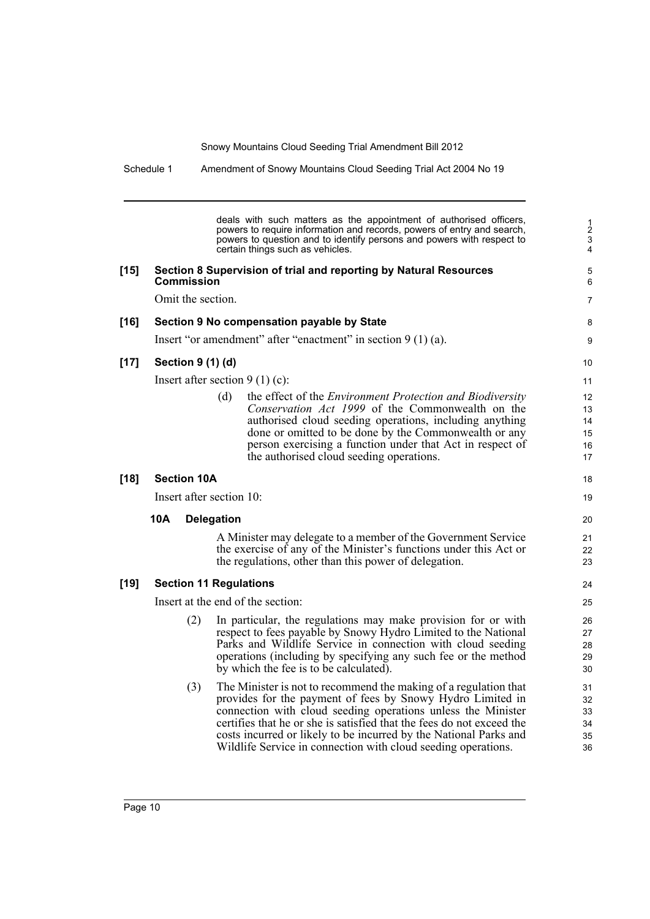deals with such matters as the appointment of authorised officers, powers to require information and records, powers of entry and search, powers to question and to identify persons and powers with respect to certain things such as vehicles.

**[15] Section 8 Supervision of trial and reporting by Natural Resources Commission**

Omit the section.

**[16] Section 9 No compensation payable by State**

Insert "or amendment" after "enactment" in section 9 (1) (a).

**[17] Section 9 (1) (d)**

Insert after section 9 (1) (c):

> (d) the effect of the *Environment Protection and Biodiversity Conservation Act 1999* of the Commonwealth on the authorised cloud seeding operations, including anything done or omitted to be done by the Commonwealth or any person exercising a function under that Act in respect of the authorised cloud seeding operations.

**[18] Section 10A**

Insert after section 10:

> **10A Delegation**
>
> A Minister may delegate to a member of the Government Service the exercise of any of the Minister's functions under this Act or the regulations, other than this power of delegation.

**[19] Section 11 Regulations**

Insert at the end of the section:

> (2) In particular, the regulations may make provision for or with respect to fees payable by Snowy Hydro Limited to the National Parks and Wildlife Service in connection with cloud seeding operations (including by specifying any such fee or the method by which the fee is to be calculated).
>
> (3) The Minister is not to recommend the making of a regulation that provides for the payment of fees by Snowy Hydro Limited in connection with cloud seeding operations unless the Minister certifies that he or she is satisfied that the fees do not exceed the costs incurred or likely to be incurred by the National Parks and Wildlife Service in connection with cloud seeding operations.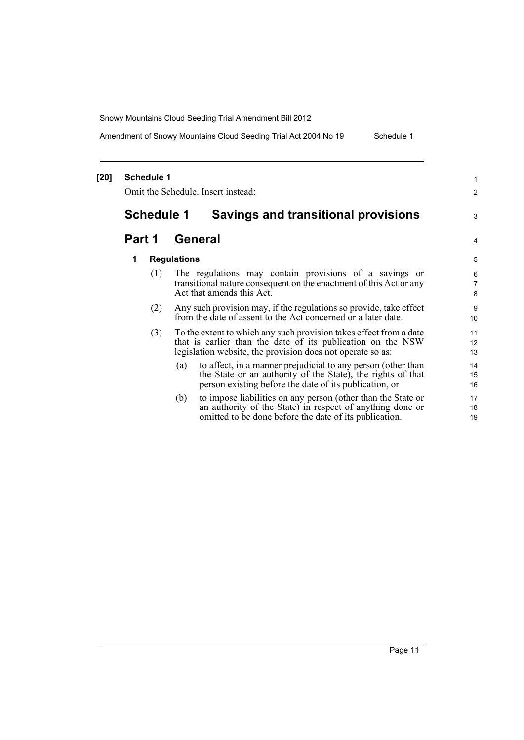**[20] Schedule 1**

Omit the Schedule. Insert instead:

# Schedule 1 Savings and transitional provisions

## Part 1 General

### 1 Regulations

(1) The regulations may contain provisions of a savings or transitional nature consequent on the enactment of this Act or any Act that amends this Act.

(2) Any such provision may, if the regulations so provide, take effect from the date of assent to the Act concerned or a later date.

(3) To the extent to which any such provision takes effect from a date that is earlier than the date of its publication on the NSW legislation website, the provision does not operate so as:

(a) to affect, in a manner prejudicial to any person (other than the State or an authority of the State), the rights of that person existing before the date of its publication, or

(b) to impose liabilities on any person (other than the State or an authority of the State) in respect of anything done or omitted to be done before the date of its publication.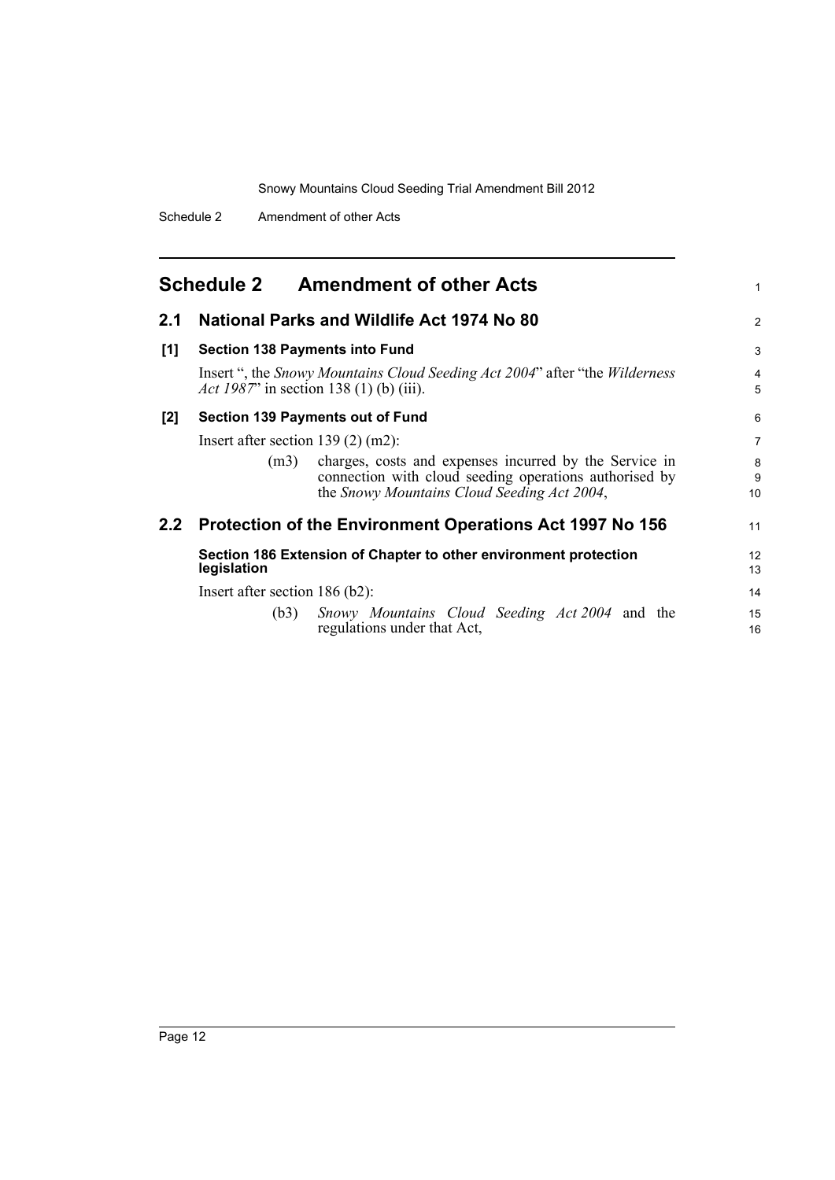# Schedule 2 Amendment of other Acts

## 2.1 National Parks and Wildlife Act 1974 No 80

### [1] Section 138 Payments into Fund

Insert ", the *Snowy Mountains Cloud Seeding Act 2004*" after "the *Wilderness Act 1987*" in section 138 (1) (b) (iii).

### [2] Section 139 Payments out of Fund

Insert after section 139 (2) (m2):

> (m3) charges, costs and expenses incurred by the Service in connection with cloud seeding operations authorised by the *Snowy Mountains Cloud Seeding Act 2004*,

## 2.2 Protection of the Environment Operations Act 1997 No 156

### Section 186 Extension of Chapter to other environment protection legislation

Insert after section 186 (b2):

> (b3) *Snowy Mountains Cloud Seeding Act 2004* and the regulations under that Act,